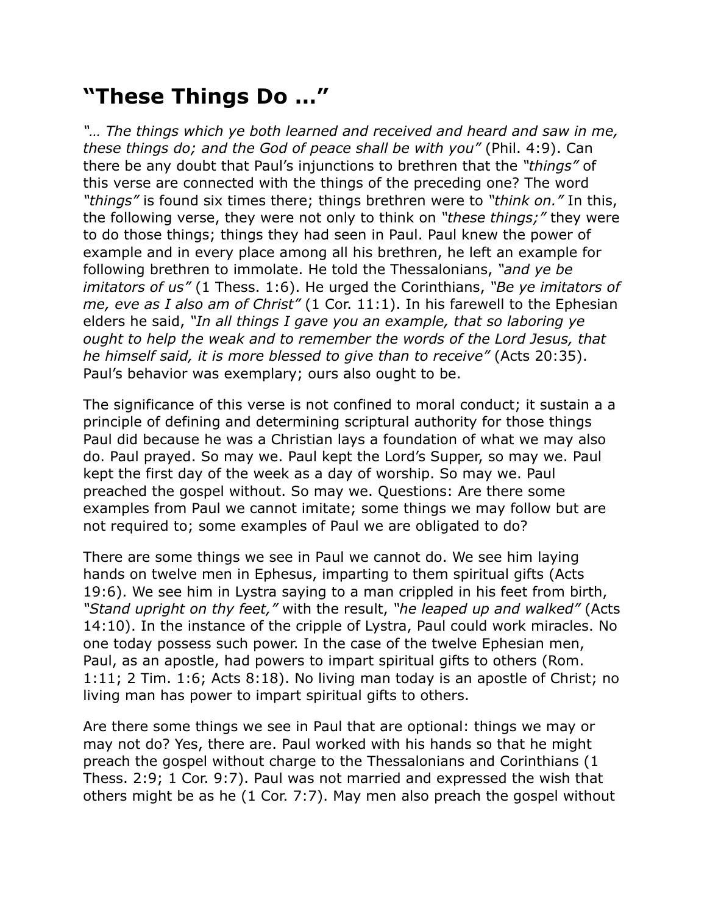# “These Things Do …”

*“… The things which ye both learned and received and heard and saw in me, these things do; and the God of peace shall be with you”* (Phil. 4:9). Can there be any doubt that Paul’s injunctions to brethren that the *“things”* of this verse are connected with the things of the preceding one? The word *“things”* is found six times there; things brethren were to *“think on.”* In this, the following verse, they were not only to think on *“these things;”* they were to do those things; things they had seen in Paul. Paul knew the power of example and in every place among all his brethren, he left an example for following brethren to immolate. He told the Thessalonians, *“and ye be imitators of us”* (1 Thess. 1:6). He urged the Corinthians, *“Be ye imitators of me, eve as I also am of Christ”* (1 Cor. 11:1). In his farewell to the Ephesian elders he said, *“In all things I gave you an example, that so laboring ye ought to help the weak and to remember the words of the Lord Jesus, that he himself said, it is more blessed to give than to receive”* (Acts 20:35). Paul’s behavior was exemplary; ours also ought to be.

The significance of this verse is not confined to moral conduct; it sustain a a principle of defining and determining scriptural authority for those things Paul did because he was a Christian lays a foundation of what we may also do. Paul prayed. So may we. Paul kept the Lord’s Supper, so may we. Paul kept the first day of the week as a day of worship. So may we. Paul preached the gospel without. So may we. Questions: Are there some examples from Paul we cannot imitate; some things we may follow but are not required to; some examples of Paul we are obligated to do?

There are some things we see in Paul we cannot do. We see him laying hands on twelve men in Ephesus, imparting to them spiritual gifts (Acts 19:6). We see him in Lystra saying to a man crippled in his feet from birth, *“Stand upright on thy feet,”* with the result, *“he leaped up and walked”* (Acts 14:10). In the instance of the cripple of Lystra, Paul could work miracles. No one today possess such power. In the case of the twelve Ephesian men, Paul, as an apostle, had powers to impart spiritual gifts to others (Rom. 1:11; 2 Tim. 1:6; Acts 8:18). No living man today is an apostle of Christ; no living man has power to impart spiritual gifts to others.

Are there some things we see in Paul that are optional: things we may or may not do? Yes, there are. Paul worked with his hands so that he might preach the gospel without charge to the Thessalonians and Corinthians (1 Thess. 2:9; 1 Cor. 9:7). Paul was not married and expressed the wish that others might be as he (1 Cor. 7:7). May men also preach the gospel without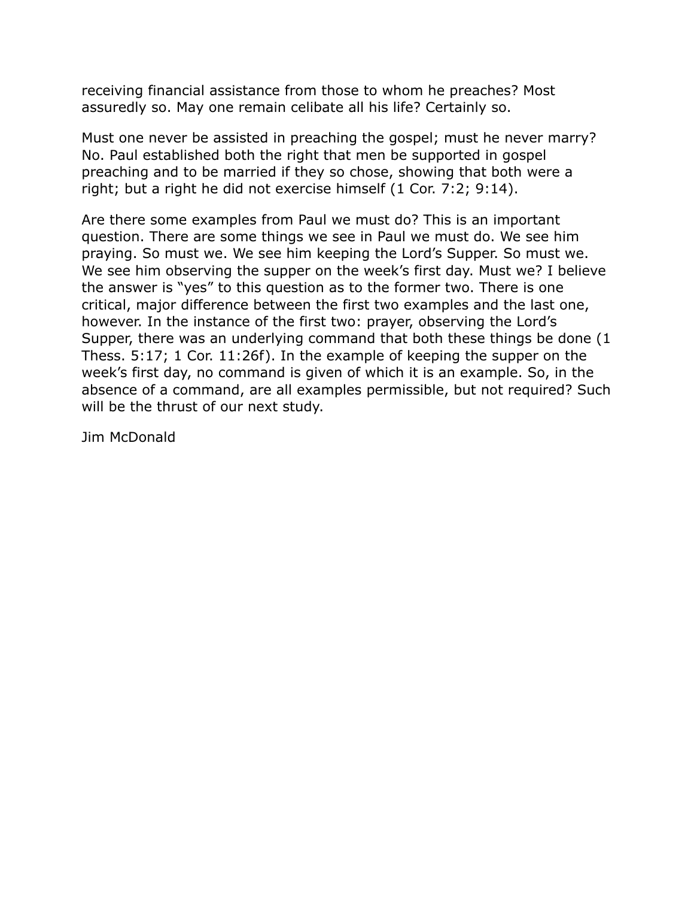receiving financial assistance from those to whom he preaches? Most assuredly so. May one remain celibate all his life? Certainly so.

Must one never be assisted in preaching the gospel; must he never marry? No. Paul established both the right that men be supported in gospel preaching and to be married if they so chose, showing that both were a right; but a right he did not exercise himself (1 Cor. 7:2; 9:14).

Are there some examples from Paul we must do? This is an important question. There are some things we see in Paul we must do. We see him praying. So must we. We see him keeping the Lord's Supper. So must we. We see him observing the supper on the week's first day. Must we? I believe the answer is "yes" to this question as to the former two. There is one critical, major difference between the first two examples and the last one, however. In the instance of the first two: prayer, observing the Lord's Supper, there was an underlying command that both these things be done (1 Thess. 5:17; 1 Cor. 11:26f). In the example of keeping the supper on the week's first day, no command is given of which it is an example. So, in the absence of a command, are all examples permissible, but not required? Such will be the thrust of our next study.

Jim McDonald